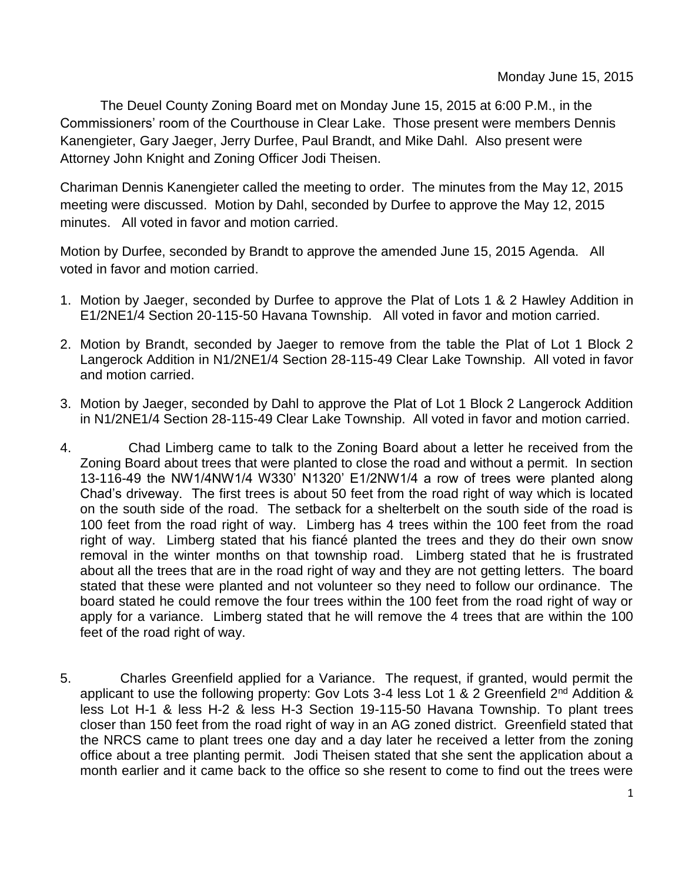Monday June 15, 2015

The Deuel County Zoning Board met on Monday June 15, 2015 at 6:00 P.M., in the Commissioners' room of the Courthouse in Clear Lake. Those present were members Dennis Kanengieter, Gary Jaeger, Jerry Durfee, Paul Brandt, and Mike Dahl. Also present were Attorney John Knight and Zoning Officer Jodi Theisen.

Chariman Dennis Kanengieter called the meeting to order. The minutes from the May 12, 2015 meeting were discussed. Motion by Dahl, seconded by Durfee to approve the May 12, 2015 minutes. All voted in favor and motion carried.

Motion by Durfee, seconded by Brandt to approve the amended June 15, 2015 Agenda. All voted in favor and motion carried.

1. Motion by Jaeger, seconded by Durfee to approve the Plat of Lots 1 & 2 Hawley Addition in E1/2NE1/4 Section 20-115-50 Havana Township. All voted in favor and motion carried.

2. Motion by Brandt, seconded by Jaeger to remove from the table the Plat of Lot 1 Block 2 Langerock Addition in N1/2NE1/4 Section 28-115-49 Clear Lake Township. All voted in favor and motion carried.

3. Motion by Jaeger, seconded by Dahl to approve the Plat of Lot 1 Block 2 Langerock Addition in N1/2NE1/4 Section 28-115-49 Clear Lake Township. All voted in favor and motion carried.

4. Chad Limberg came to talk to the Zoning Board about a letter he received from the Zoning Board about trees that were planted to close the road and without a permit. In section 13-116-49 the NW1/4NW1/4 W330' N1320' E1/2NW1/4 a row of trees were planted along Chad's driveway. The first trees is about 50 feet from the road right of way which is located on the south side of the road. The setback for a shelterbelt on the south side of the road is 100 feet from the road right of way. Limberg has 4 trees within the 100 feet from the road right of way. Limberg stated that his fiancé planted the trees and they do their own snow removal in the winter months on that township road. Limberg stated that he is frustrated about all the trees that are in the road right of way and they are not getting letters. The board stated that these were planted and not volunteer so they need to follow our ordinance. The board stated he could remove the four trees within the 100 feet from the road right of way or apply for a variance. Limberg stated that he will remove the 4 trees that are within the 100 feet of the road right of way.

5. Charles Greenfield applied for a Variance. The request, if granted, would permit the applicant to use the following property: Gov Lots 3-4 less Lot 1 & 2 Greenfield 2nd Addition & less Lot H-1 & less H-2 & less H-3 Section 19-115-50 Havana Township. To plant trees closer than 150 feet from the road right of way in an AG zoned district. Greenfield stated that the NRCS came to plant trees one day and a day later he received a letter from the zoning office about a tree planting permit. Jodi Theisen stated that she sent the application about a month earlier and it came back to the office so she resent to come to find out the trees were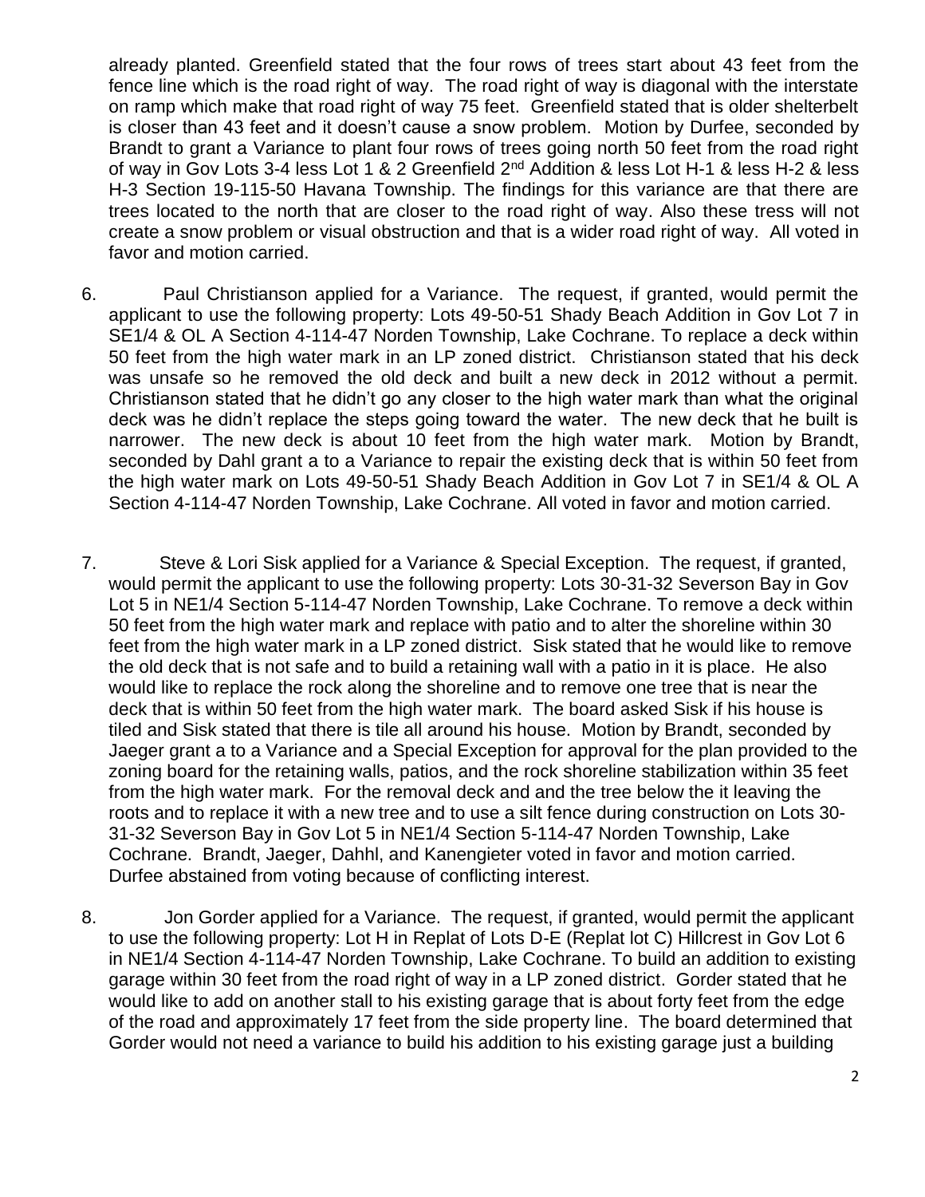already planted. Greenfield stated that the four rows of trees start about 43 feet from the fence line which is the road right of way. The road right of way is diagonal with the interstate on ramp which make that road right of way 75 feet. Greenfield stated that is older shelterbelt is closer than 43 feet and it doesn't cause a snow problem. Motion by Durfee, seconded by Brandt to grant a Variance to plant four rows of trees going north 50 feet from the road right of way in Gov Lots 3-4 less Lot 1 & 2 Greenfield 2nd Addition & less Lot H-1 & less H-2 & less H-3 Section 19-115-50 Havana Township. The findings for this variance are that there are trees located to the north that are closer to the road right of way. Also these tress will not create a snow problem or visual obstruction and that is a wider road right of way. All voted in favor and motion carried.

6. Paul Christianson applied for a Variance. The request, if granted, would permit the applicant to use the following property: Lots 49-50-51 Shady Beach Addition in Gov Lot 7 in SE1/4 & OL A Section 4-114-47 Norden Township, Lake Cochrane. To replace a deck within 50 feet from the high water mark in an LP zoned district. Christianson stated that his deck was unsafe so he removed the old deck and built a new deck in 2012 without a permit. Christianson stated that he didn't go any closer to the high water mark than what the original deck was he didn't replace the steps going toward the water. The new deck that he built is narrower. The new deck is about 10 feet from the high water mark. Motion by Brandt, seconded by Dahl grant a to a Variance to repair the existing deck that is within 50 feet from the high water mark on Lots 49-50-51 Shady Beach Addition in Gov Lot 7 in SE1/4 & OL A Section 4-114-47 Norden Township, Lake Cochrane. All voted in favor and motion carried.

7. Steve & Lori Sisk applied for a Variance & Special Exception. The request, if granted, would permit the applicant to use the following property: Lots 30-31-32 Severson Bay in Gov Lot 5 in NE1/4 Section 5-114-47 Norden Township, Lake Cochrane. To remove a deck within 50 feet from the high water mark and replace with patio and to alter the shoreline within 30 feet from the high water mark in a LP zoned district. Sisk stated that he would like to remove the old deck that is not safe and to build a retaining wall with a patio in it is place. He also would like to replace the rock along the shoreline and to remove one tree that is near the deck that is within 50 feet from the high water mark. The board asked Sisk if his house is tiled and Sisk stated that there is tile all around his house. Motion by Brandt, seconded by Jaeger grant a to a Variance and a Special Exception for approval for the plan provided to the zoning board for the retaining walls, patios, and the rock shoreline stabilization within 35 feet from the high water mark. For the removal deck and and the tree below the it leaving the roots and to replace it with a new tree and to use a silt fence during construction on Lots 30-31-32 Severson Bay in Gov Lot 5 in NE1/4 Section 5-114-47 Norden Township, Lake Cochrane. Brandt, Jaeger, Dahhl, and Kanengieter voted in favor and motion carried. Durfee abstained from voting because of conflicting interest.

8. Jon Gorder applied for a Variance. The request, if granted, would permit the applicant to use the following property: Lot H in Replat of Lots D-E (Replat lot C) Hillcrest in Gov Lot 6 in NE1/4 Section 4-114-47 Norden Township, Lake Cochrane. To build an addition to existing garage within 30 feet from the road right of way in a LP zoned district. Gorder stated that he would like to add on another stall to his existing garage that is about forty feet from the edge of the road and approximately 17 feet from the side property line. The board determined that Gorder would not need a variance to build his addition to his existing garage just a building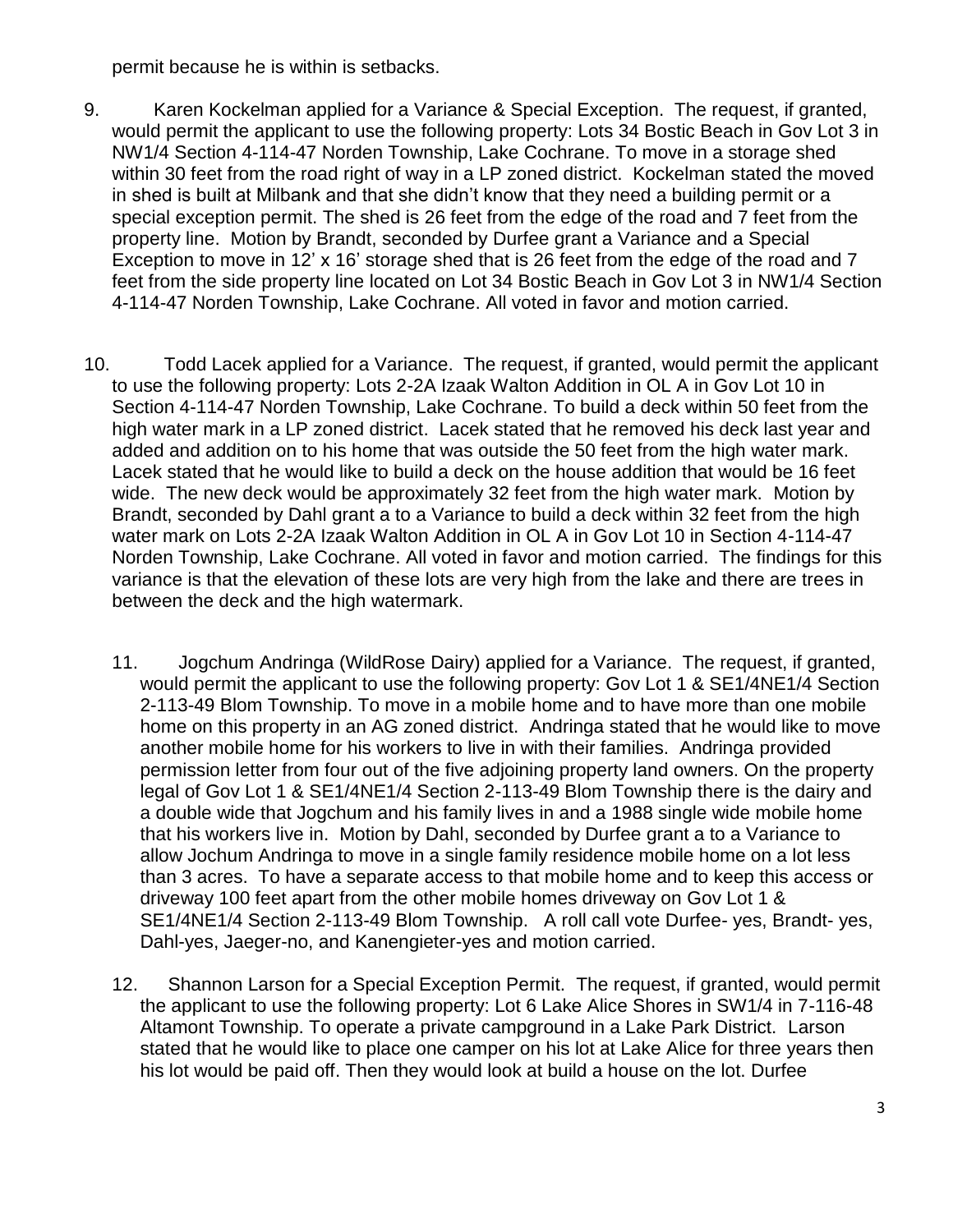permit because he is within is setbacks.

9. Karen Kockelman applied for a Variance & Special Exception. The request, if granted, would permit the applicant to use the following property: Lots 34 Bostic Beach in Gov Lot 3 in NW1/4 Section 4-114-47 Norden Township, Lake Cochrane. To move in a storage shed within 30 feet from the road right of way in a LP zoned district. Kockelman stated the moved in shed is built at Milbank and that she didn't know that they need a building permit or a special exception permit. The shed is 26 feet from the edge of the road and 7 feet from the property line. Motion by Brandt, seconded by Durfee grant a Variance and a Special Exception to move in 12' x 16' storage shed that is 26 feet from the edge of the road and 7 feet from the side property line located on Lot 34 Bostic Beach in Gov Lot 3 in NW1/4 Section 4-114-47 Norden Township, Lake Cochrane. All voted in favor and motion carried.

10. Todd Lacek applied for a Variance. The request, if granted, would permit the applicant to use the following property: Lots 2-2A Izaak Walton Addition in OL A in Gov Lot 10 in Section 4-114-47 Norden Township, Lake Cochrane. To build a deck within 50 feet from the high water mark in a LP zoned district. Lacek stated that he removed his deck last year and added and addition on to his home that was outside the 50 feet from the high water mark. Lacek stated that he would like to build a deck on the house addition that would be 16 feet wide. The new deck would be approximately 32 feet from the high water mark. Motion by Brandt, seconded by Dahl grant a to a Variance to build a deck within 32 feet from the high water mark on Lots 2-2A Izaak Walton Addition in OL A in Gov Lot 10 in Section 4-114-47 Norden Township, Lake Cochrane. All voted in favor and motion carried. The findings for this variance is that the elevation of these lots are very high from the lake and there are trees in between the deck and the high watermark.

11. Jogchum Andringa (WildRose Dairy) applied for a Variance. The request, if granted, would permit the applicant to use the following property: Gov Lot 1 & SE1/4NE1/4 Section 2-113-49 Blom Township. To move in a mobile home and to have more than one mobile home on this property in an AG zoned district. Andringa stated that he would like to move another mobile home for his workers to live in with their families. Andringa provided permission letter from four out of the five adjoining property land owners. On the property legal of Gov Lot 1 & SE1/4NE1/4 Section 2-113-49 Blom Township there is the dairy and a double wide that Jogchum and his family lives in and a 1988 single wide mobile home that his workers live in. Motion by Dahl, seconded by Durfee grant a to a Variance to allow Jochum Andringa to move in a single family residence mobile home on a lot less than 3 acres. To have a separate access to that mobile home and to keep this access or driveway 100 feet apart from the other mobile homes driveway on Gov Lot 1 & SE1/4NE1/4 Section 2-113-49 Blom Township. A roll call vote Durfee- yes, Brandt- yes, Dahl-yes, Jaeger-no, and Kanengieter-yes and motion carried.

12. Shannon Larson for a Special Exception Permit. The request, if granted, would permit the applicant to use the following property: Lot 6 Lake Alice Shores in SW1/4 in 7-116-48 Altamont Township. To operate a private campground in a Lake Park District. Larson stated that he would like to place one camper on his lot at Lake Alice for three years then his lot would be paid off. Then they would look at build a house on the lot. Durfee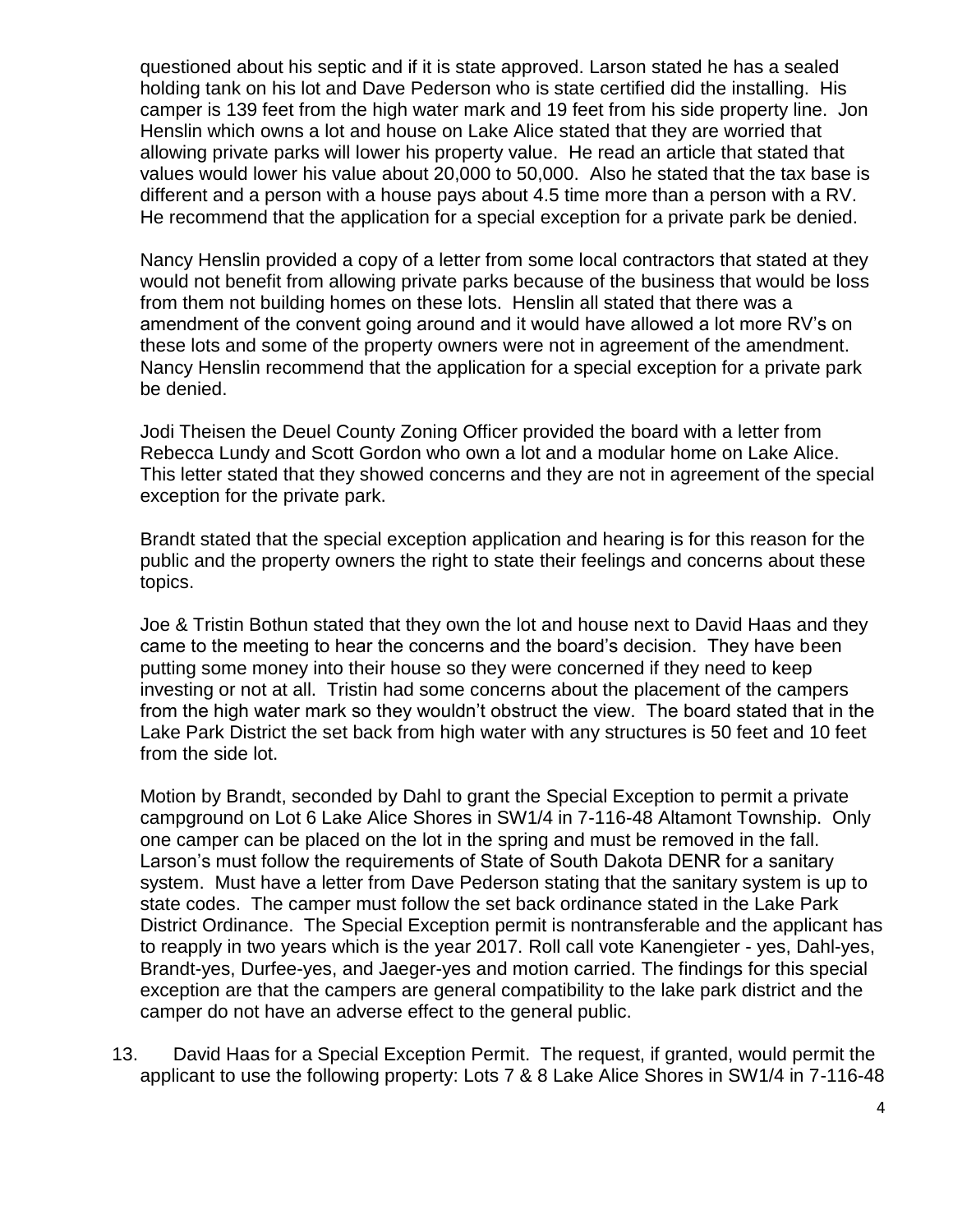questioned about his septic and if it is state approved. Larson stated he has a sealed holding tank on his lot and Dave Pederson who is state certified did the installing. His camper is 139 feet from the high water mark and 19 feet from his side property line. Jon Henslin which owns a lot and house on Lake Alice stated that they are worried that allowing private parks will lower his property value. He read an article that stated that values would lower his value about 20,000 to 50,000. Also he stated that the tax base is different and a person with a house pays about 4.5 time more than a person with a RV. He recommend that the application for a special exception for a private park be denied.

Nancy Henslin provided a copy of a letter from some local contractors that stated at they would not benefit from allowing private parks because of the business that would be loss from them not building homes on these lots. Henslin all stated that there was a amendment of the convent going around and it would have allowed a lot more RV's on these lots and some of the property owners were not in agreement of the amendment. Nancy Henslin recommend that the application for a special exception for a private park be denied.

Jodi Theisen the Deuel County Zoning Officer provided the board with a letter from Rebecca Lundy and Scott Gordon who own a lot and a modular home on Lake Alice. This letter stated that they showed concerns and they are not in agreement of the special exception for the private park.

Brandt stated that the special exception application and hearing is for this reason for the public and the property owners the right to state their feelings and concerns about these topics.

Joe & Tristin Bothun stated that they own the lot and house next to David Haas and they came to the meeting to hear the concerns and the board's decision. They have been putting some money into their house so they were concerned if they need to keep investing or not at all. Tristin had some concerns about the placement of the campers from the high water mark so they wouldn't obstruct the view. The board stated that in the Lake Park District the set back from high water with any structures is 50 feet and 10 feet from the side lot.

Motion by Brandt, seconded by Dahl to grant the Special Exception to permit a private campground on Lot 6 Lake Alice Shores in SW1/4 in 7-116-48 Altamont Township. Only one camper can be placed on the lot in the spring and must be removed in the fall. Larson's must follow the requirements of State of South Dakota DENR for a sanitary system. Must have a letter from Dave Pederson stating that the sanitary system is up to state codes. The camper must follow the set back ordinance stated in the Lake Park District Ordinance. The Special Exception permit is nontransferable and the applicant has to reapply in two years which is the year 2017. Roll call vote Kanengieter - yes, Dahl-yes, Brandt-yes, Durfee-yes, and Jaeger-yes and motion carried. The findings for this special exception are that the campers are general compatibility to the lake park district and the camper do not have an adverse effect to the general public.

13. David Haas for a Special Exception Permit. The request, if granted, would permit the applicant to use the following property: Lots 7 & 8 Lake Alice Shores in SW1/4 in 7-116-48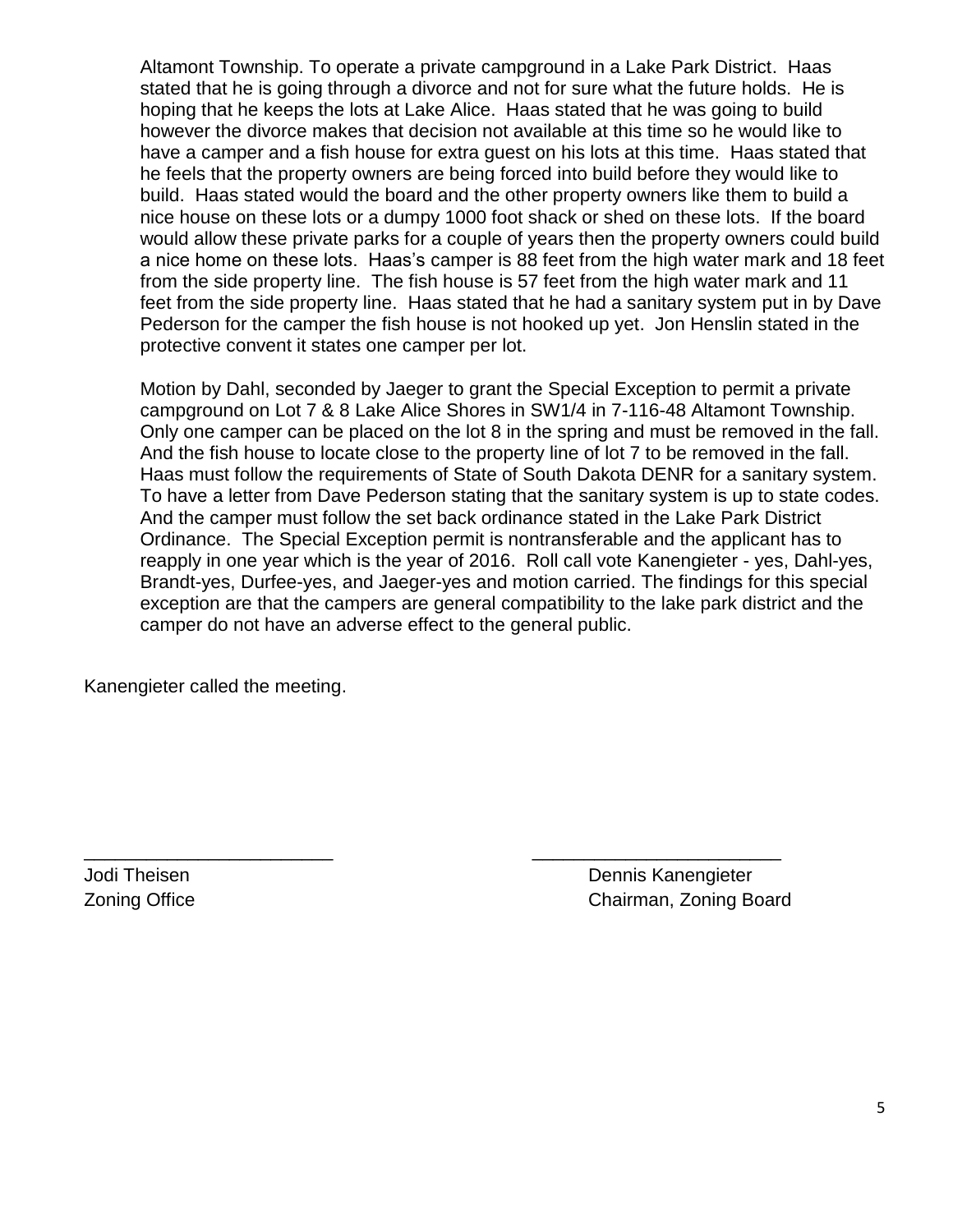Altamont Township. To operate a private campground in a Lake Park District. Haas stated that he is going through a divorce and not for sure what the future holds. He is hoping that he keeps the lots at Lake Alice. Haas stated that he was going to build however the divorce makes that decision not available at this time so he would like to have a camper and a fish house for extra guest on his lots at this time. Haas stated that he feels that the property owners are being forced into build before they would like to build. Haas stated would the board and the other property owners like them to build a nice house on these lots or a dumpy 1000 foot shack or shed on these lots. If the board would allow these private parks for a couple of years then the property owners could build a nice home on these lots. Haas's camper is 88 feet from the high water mark and 18 feet from the side property line. The fish house is 57 feet from the high water mark and 11 feet from the side property line. Haas stated that he had a sanitary system put in by Dave Pederson for the camper the fish house is not hooked up yet. Jon Henslin stated in the protective convent it states one camper per lot.

Motion by Dahl, seconded by Jaeger to grant the Special Exception to permit a private campground on Lot 7 & 8 Lake Alice Shores in SW1/4 in 7-116-48 Altamont Township. Only one camper can be placed on the lot 8 in the spring and must be removed in the fall. And the fish house to locate close to the property line of lot 7 to be removed in the fall. Haas must follow the requirements of State of South Dakota DENR for a sanitary system. To have a letter from Dave Pederson stating that the sanitary system is up to state codes. And the camper must follow the set back ordinance stated in the Lake Park District Ordinance. The Special Exception permit is nontransferable and the applicant has to reapply in one year which is the year of 2016. Roll call vote Kanengieter - yes, Dahl-yes, Brandt-yes, Durfee-yes, and Jaeger-yes and motion carried. The findings for this special exception are that the campers are general compatibility to the lake park district and the camper do not have an adverse effect to the general public.

Kanengieter called the meeting.

\_\_\_\_\_\_\_\_\_\_\_\_\_\_\_\_\_\_\_\_\_\_\_\_\_ \_\_\_\_\_\_\_\_\_\_\_\_\_\_\_\_\_\_\_\_\_\_\_\_\_

Jodi Theisen
Zoning Office

Dennis Kanengieter
Chairman, Zoning Board